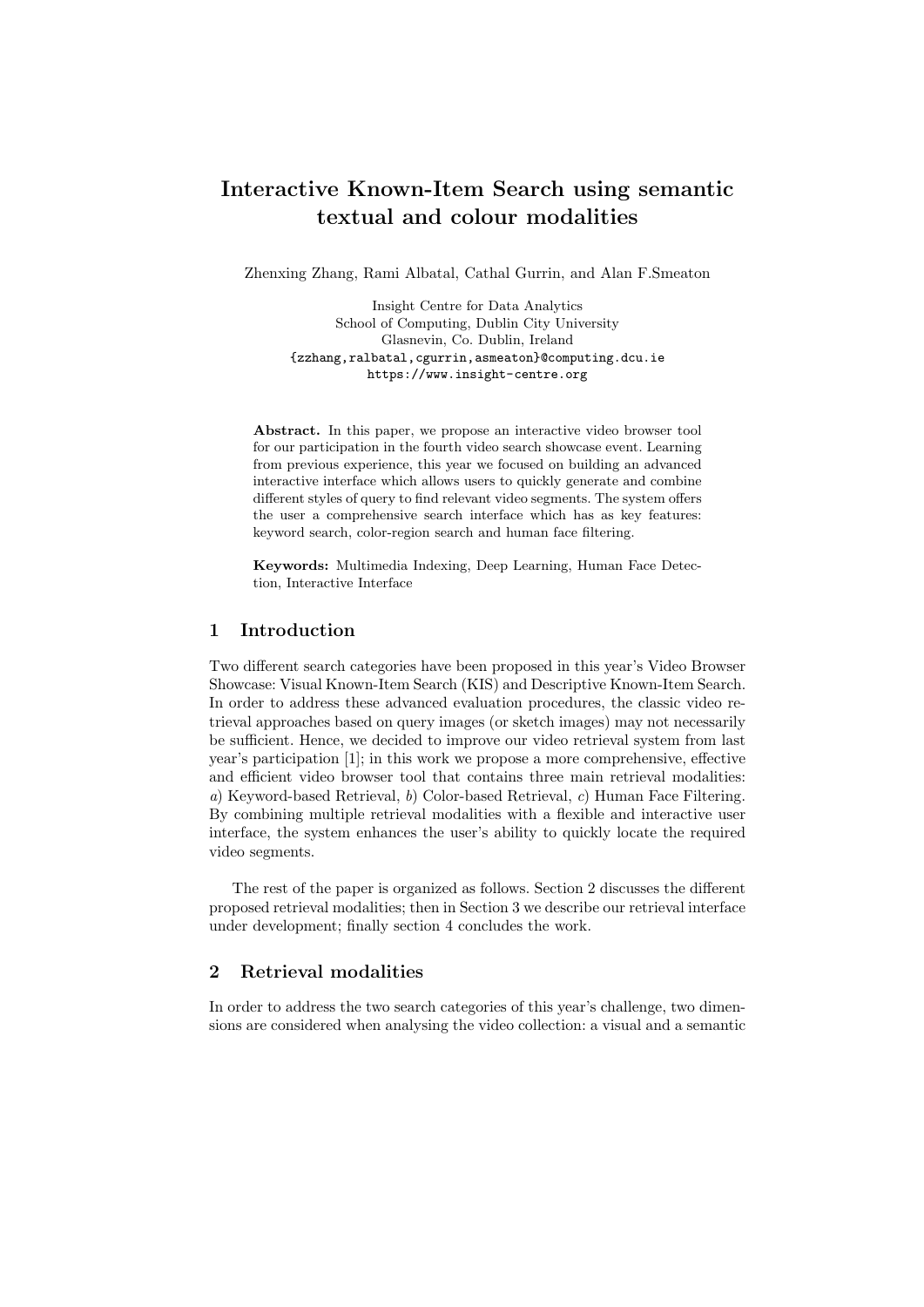# Interactive Known-Item Search using semantic textual and colour modalities

Zhenxing Zhang, Rami Albatal, Cathal Gurrin, and Alan F.Smeaton

Insight Centre for Data Analytics
School of Computing, Dublin City University
Glasnevin, Co. Dublin, Ireland
{zzhang,ralbatal,cgurrin,asmeaton}@computing.dcu.ie
https://www.insight-centre.org

**Abstract.** In this paper, we propose an interactive video browser tool for our participation in the fourth video search showcase event. Learning from previous experience, this year we focused on building an advanced interactive interface which allows users to quickly generate and combine different styles of query to find relevant video segments. The system offers the user a comprehensive search interface which has as key features: keyword search, color-region search and human face filtering.

**Keywords:** Multimedia Indexing, Deep Learning, Human Face Detection, Interactive Interface

## 1 Introduction

Two different search categories have been proposed in this year's Video Browser Showcase: Visual Known-Item Search (KIS) and Descriptive Known-Item Search. In order to address these advanced evaluation procedures, the classic video retrieval approaches based on query images (or sketch images) may not necessarily be sufficient. Hence, we decided to improve our video retrieval system from last year's participation [1]; in this work we propose a more comprehensive, effective and efficient video browser tool that contains three main retrieval modalities: *a*) Keyword-based Retrieval, *b*) Color-based Retrieval, *c*) Human Face Filtering. By combining multiple retrieval modalities with a flexible and interactive user interface, the system enhances the user's ability to quickly locate the required video segments.

The rest of the paper is organized as follows. Section 2 discusses the different proposed retrieval modalities; then in Section 3 we describe our retrieval interface under development; finally section 4 concludes the work.

## 2 Retrieval modalities

In order to address the two search categories of this year's challenge, two dimensions are considered when analysing the video collection: a visual and a semantic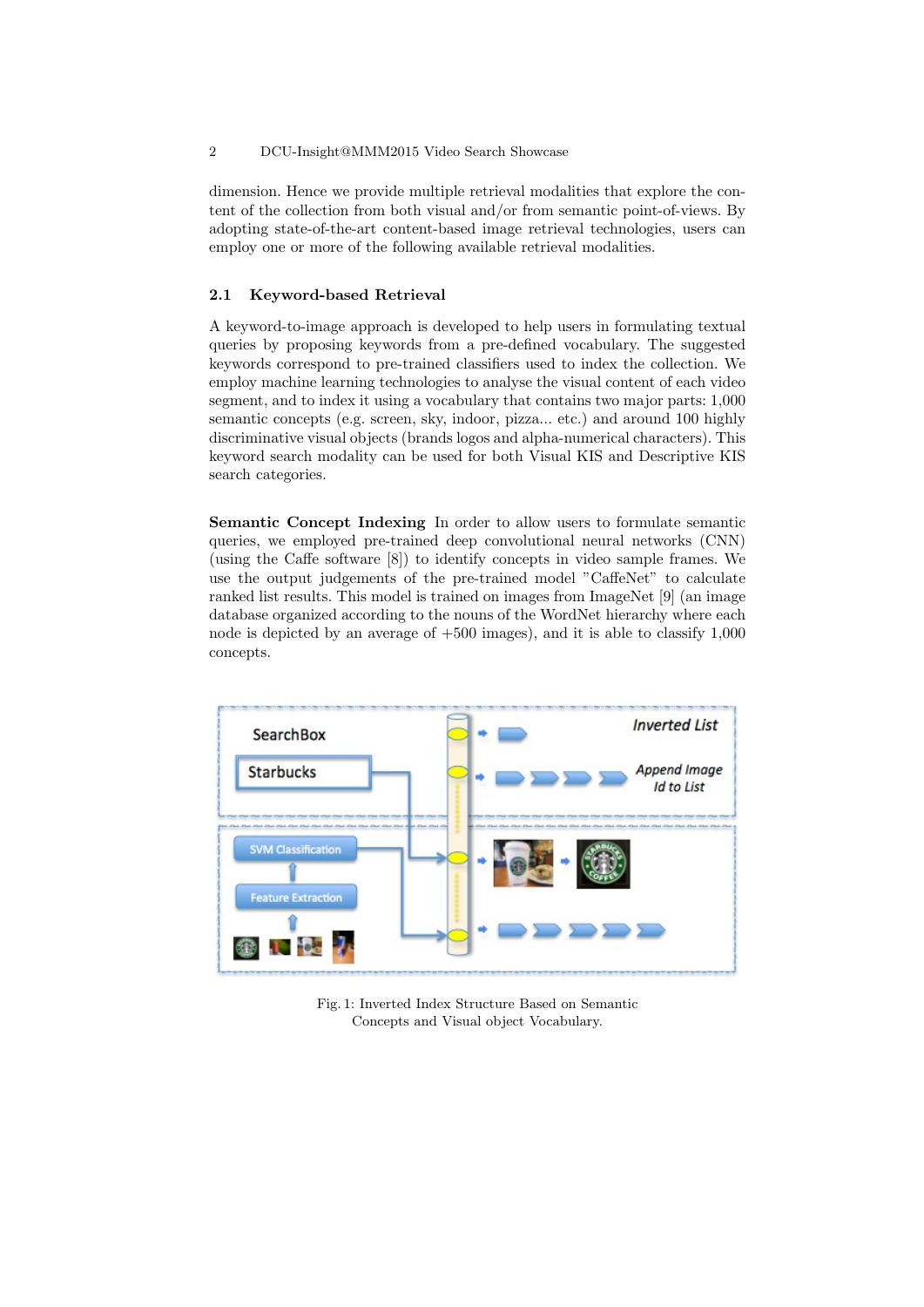dimension. Hence we provide multiple retrieval modalities that explore the content of the collection from both visual and/or from semantic point-of-views. By adopting state-of-the-art content-based image retrieval technologies, users can employ one or more of the following available retrieval modalities.

### 2.1 Keyword-based Retrieval

A keyword-to-image approach is developed to help users in formulating textual queries by proposing keywords from a pre-defined vocabulary. The suggested keywords correspond to pre-trained classifiers used to index the collection. We employ machine learning technologies to analyse the visual content of each video segment, and to index it using a vocabulary that contains two major parts: 1,000 semantic concepts (e.g. screen, sky, indoor, pizza... etc.) and around 100 highly discriminative visual objects (brands logos and alpha-numerical characters). This keyword search modality can be used for both Visual KIS and Descriptive KIS search categories.

**Semantic Concept Indexing** In order to allow users to formulate semantic queries, we employed pre-trained deep convolutional neural networks (CNN) (using the Caffe software [8]) to identify concepts in video sample frames. We use the output judgements of the pre-trained model "CaffeNet" to calculate ranked list results. This model is trained on images from ImageNet [9] (an image database organized according to the nouns of the WordNet hierarchy where each node is depicted by an average of +500 images), and it is able to classify 1,000 concepts.

SearchBox

Starbucks

Inverted List

Append Image Id to List

SVM Classification

Feature Extraction

Fig. 1: Inverted Index Structure Based on Semantic Concepts and Visual object Vocabulary.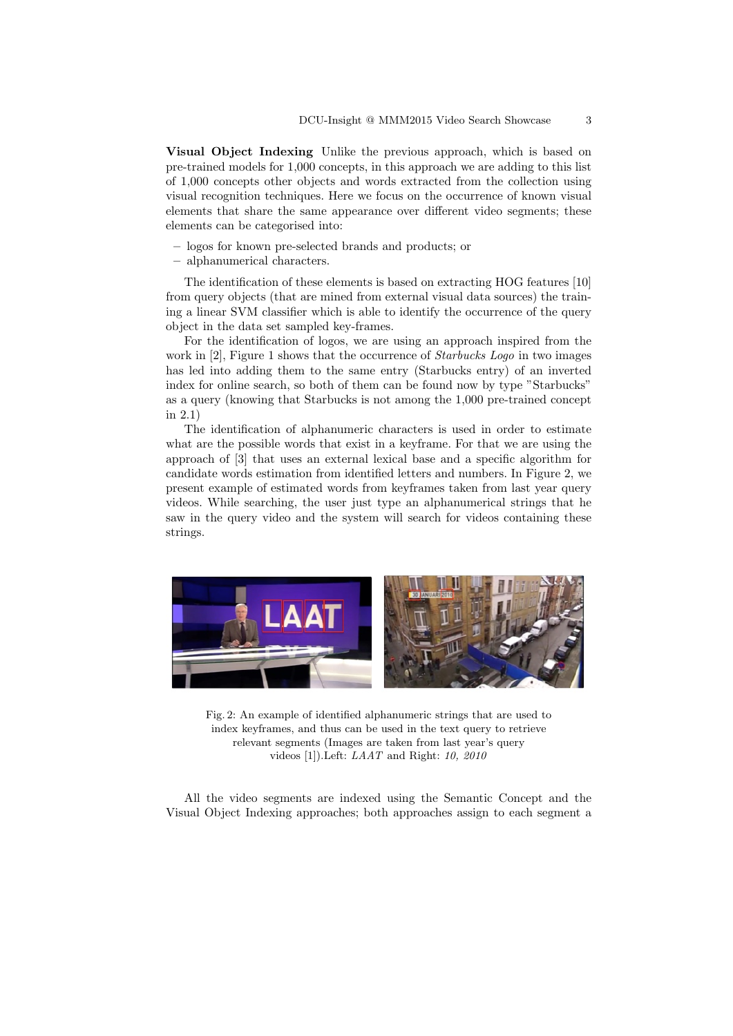**Visual Object Indexing** Unlike the previous approach, which is based on pre-trained models for 1,000 concepts, in this approach we are adding to this list of 1,000 concepts other objects and words extracted from the collection using visual recognition techniques. Here we focus on the occurrence of known visual elements that share the same appearance over different video segments; these elements can be categorised into:

- logos for known pre-selected brands and products; or
- alphanumerical characters.

The identification of these elements is based on extracting HOG features [10] from query objects (that are mined from external visual data sources) the training a linear SVM classifier which is able to identify the occurrence of the query object in the data set sampled key-frames.

For the identification of logos, we are using an approach inspired from the work in [2], Figure 1 shows that the occurrence of *Starbucks Logo* in two images has led into adding them to the same entry (Starbucks entry) of an inverted index for online search, so both of them can be found now by type "Starbucks" as a query (knowing that Starbucks is not among the 1,000 pre-trained concept in 2.1)

The identification of alphanumeric characters is used in order to estimate what are the possible words that exist in a keyframe. For that we are using the approach of [3] that uses an external lexical base and a specific algorithm for candidate words estimation from identified letters and numbers. In Figure 2, we present example of estimated words from keyframes taken from last year query videos. While searching, the user just type an alphanumerical strings that he saw in the query video and the system will search for videos containing these strings.

Fig. 2: An example of identified alphanumeric strings that are used to index keyframes, and thus can be used in the text query to retrieve relevant segments (Images are taken from last year's query videos [1]).Left: *LAAT* and Right: *10, 2010*

All the video segments are indexed using the Semantic Concept and the Visual Object Indexing approaches; both approaches assign to each segment a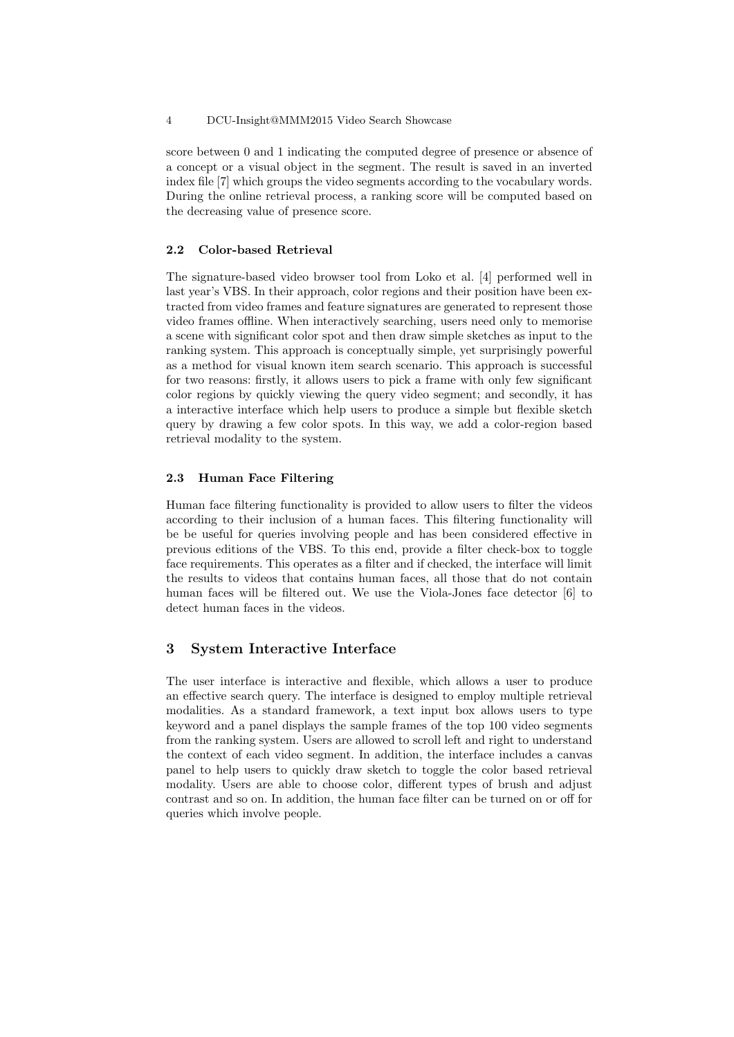score between 0 and 1 indicating the computed degree of presence or absence of a concept or a visual object in the segment. The result is saved in an inverted index file [7] which groups the video segments according to the vocabulary words. During the online retrieval process, a ranking score will be computed based on the decreasing value of presence score.

### 2.2 Color-based Retrieval

The signature-based video browser tool from Loko et al. [4] performed well in last year's VBS. In their approach, color regions and their position have been extracted from video frames and feature signatures are generated to represent those video frames offline. When interactively searching, users need only to memorise a scene with significant color spot and then draw simple sketches as input to the ranking system. This approach is conceptually simple, yet surprisingly powerful as a method for visual known item search scenario. This approach is successful for two reasons: firstly, it allows users to pick a frame with only few significant color regions by quickly viewing the query video segment; and secondly, it has a interactive interface which help users to produce a simple but flexible sketch query by drawing a few color spots. In this way, we add a color-region based retrieval modality to the system.

### 2.3 Human Face Filtering

Human face filtering functionality is provided to allow users to filter the videos according to their inclusion of a human faces. This filtering functionality will be be useful for queries involving people and has been considered effective in previous editions of the VBS. To this end, provide a filter check-box to toggle face requirements. This operates as a filter and if checked, the interface will limit the results to videos that contains human faces, all those that do not contain human faces will be filtered out. We use the Viola-Jones face detector [6] to detect human faces in the videos.

## 3 System Interactive Interface

The user interface is interactive and flexible, which allows a user to produce an effective search query. The interface is designed to employ multiple retrieval modalities. As a standard framework, a text input box allows users to type keyword and a panel displays the sample frames of the top 100 video segments from the ranking system. Users are allowed to scroll left and right to understand the context of each video segment. In addition, the interface includes a canvas panel to help users to quickly draw sketch to toggle the color based retrieval modality. Users are able to choose color, different types of brush and adjust contrast and so on. In addition, the human face filter can be turned on or off for queries which involve people.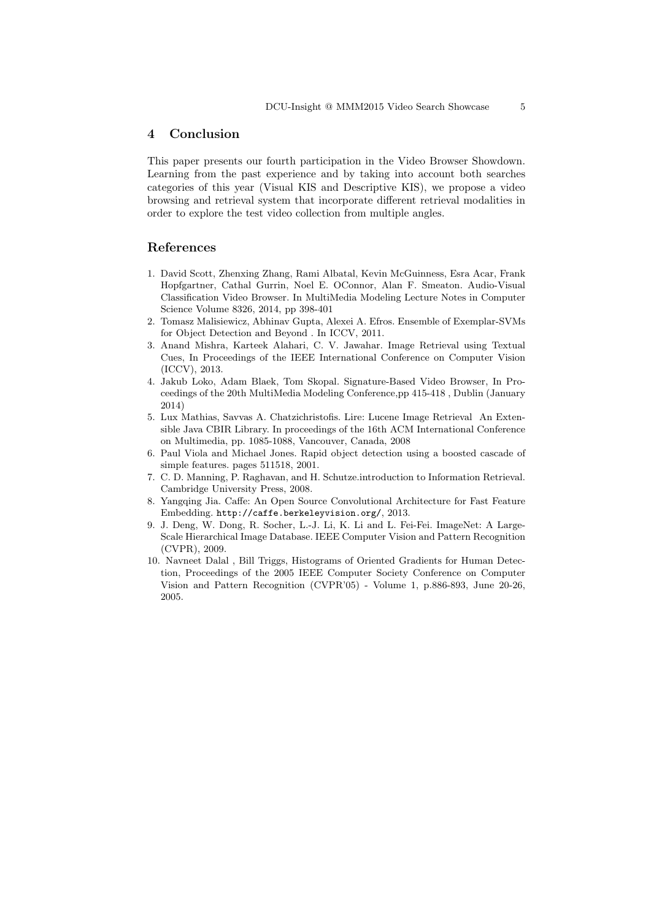## 4 Conclusion

This paper presents our fourth participation in the Video Browser Showdown. Learning from the past experience and by taking into account both searches categories of this year (Visual KIS and Descriptive KIS), we propose a video browsing and retrieval system that incorporate different retrieval modalities in order to explore the test video collection from multiple angles.

## References

1. David Scott, Zhenxing Zhang, Rami Albatal, Kevin McGuinness, Esra Acar, Frank Hopfgartner, Cathal Gurrin, Noel E. OConnor, Alan F. Smeaton. Audio-Visual Classification Video Browser. In MultiMedia Modeling Lecture Notes in Computer Science Volume 8326, 2014, pp 398-401
2. Tomasz Malisiewicz, Abhinav Gupta, Alexei A. Efros. Ensemble of Exemplar-SVMs for Object Detection and Beyond . In ICCV, 2011.
3. Anand Mishra, Karteek Alahari, C. V. Jawahar. Image Retrieval using Textual Cues, In Proceedings of the IEEE International Conference on Computer Vision (ICCV), 2013.
4. Jakub Loko, Adam Blaek, Tom Skopal. Signature-Based Video Browser, In Proceedings of the 20th MultiMedia Modeling Conference,pp 415-418 , Dublin (January 2014)
5. Lux Mathias, Savvas A. Chatzichristofis. Lire: Lucene Image Retrieval An Extensible Java CBIR Library. In proceedings of the 16th ACM International Conference on Multimedia, pp. 1085-1088, Vancouver, Canada, 2008
6. Paul Viola and Michael Jones. Rapid object detection using a boosted cascade of simple features. pages 511518, 2001.
7. C. D. Manning, P. Raghavan, and H. Schutze.introduction to Information Retrieval. Cambridge University Press, 2008.
8. Yangqing Jia. Caffe: An Open Source Convolutional Architecture for Fast Feature Embedding. `http://caffe.berkeleyvision.org/`, 2013.
9. J. Deng, W. Dong, R. Socher, L.-J. Li, K. Li and L. Fei-Fei. ImageNet: A Large-Scale Hierarchical Image Database. IEEE Computer Vision and Pattern Recognition (CVPR), 2009.
10. Navneet Dalal , Bill Triggs, Histograms of Oriented Gradients for Human Detection, Proceedings of the 2005 IEEE Computer Society Conference on Computer Vision and Pattern Recognition (CVPR'05) - Volume 1, p.886-893, June 20-26, 2005.